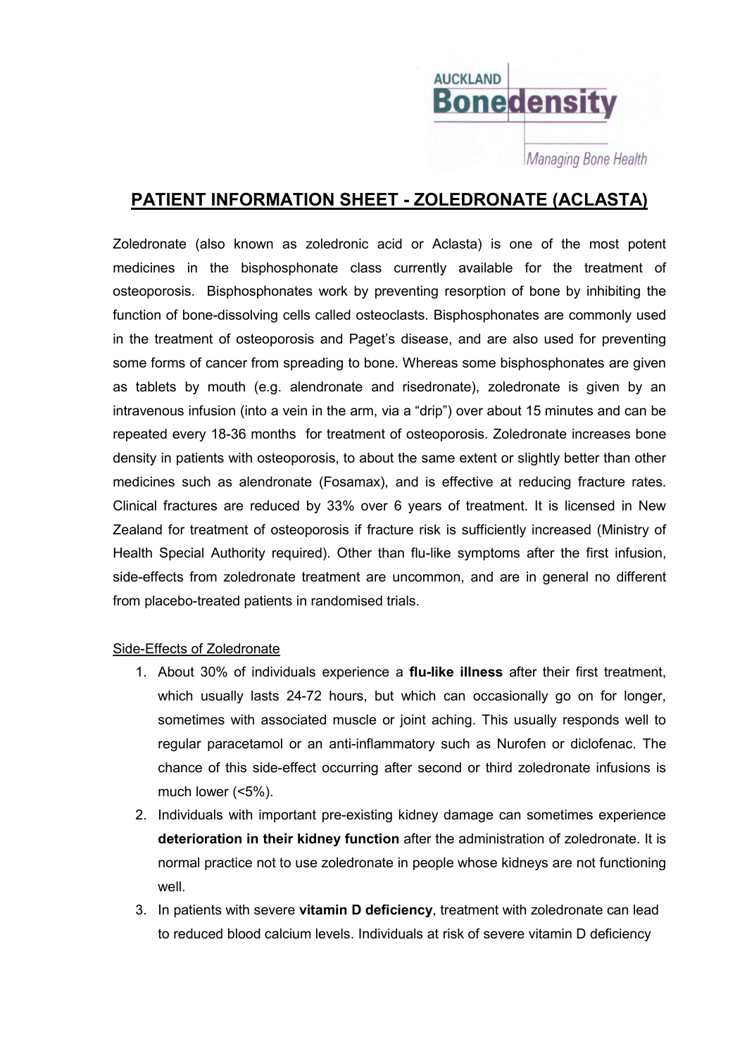AUCKLAND **Bonedensity**

*Managing Bone Health*

# PATIENT INFORMATION SHEET - ZOLEDRONATE (ACLASTA)

Zoledronate (also known as zoledronic acid or Aclasta) is one of the most potent medicines in the bisphosphonate class currently available for the treatment of osteoporosis. Bisphosphonates work by preventing resorption of bone by inhibiting the function of bone-dissolving cells called osteoclasts. Bisphosphonates are commonly used in the treatment of osteoporosis and Paget's disease, and are also used for preventing some forms of cancer from spreading to bone. Whereas some bisphosphonates are given as tablets by mouth (e.g. alendronate and risedronate), zoledronate is given by an intravenous infusion (into a vein in the arm, via a "drip") over about 15 minutes and can be repeated every 18-36 months for treatment of osteoporosis. Zoledronate increases bone density in patients with osteoporosis, to about the same extent or slightly better than other medicines such as alendronate (Fosamax), and is effective at reducing fracture rates. Clinical fractures are reduced by 33% over 6 years of treatment. It is licensed in New Zealand for treatment of osteoporosis if fracture risk is sufficiently increased (Ministry of Health Special Authority required). Other than flu-like symptoms after the first infusion, side-effects from zoledronate treatment are uncommon, and are in general no different from placebo-treated patients in randomised trials.

Side-Effects of Zoledronate

1. About 30% of individuals experience a **flu-like illness** after their first treatment, which usually lasts 24-72 hours, but which can occasionally go on for longer, sometimes with associated muscle or joint aching. This usually responds well to regular paracetamol or an anti-inflammatory such as Nurofen or diclofenac. The chance of this side-effect occurring after second or third zoledronate infusions is much lower (<5%).
2. Individuals with important pre-existing kidney damage can sometimes experience **deterioration in their kidney function** after the administration of zoledronate. It is normal practice not to use zoledronate in people whose kidneys are not functioning well.
3. In patients with severe **vitamin D deficiency**, treatment with zoledronate can lead to reduced blood calcium levels. Individuals at risk of severe vitamin D deficiency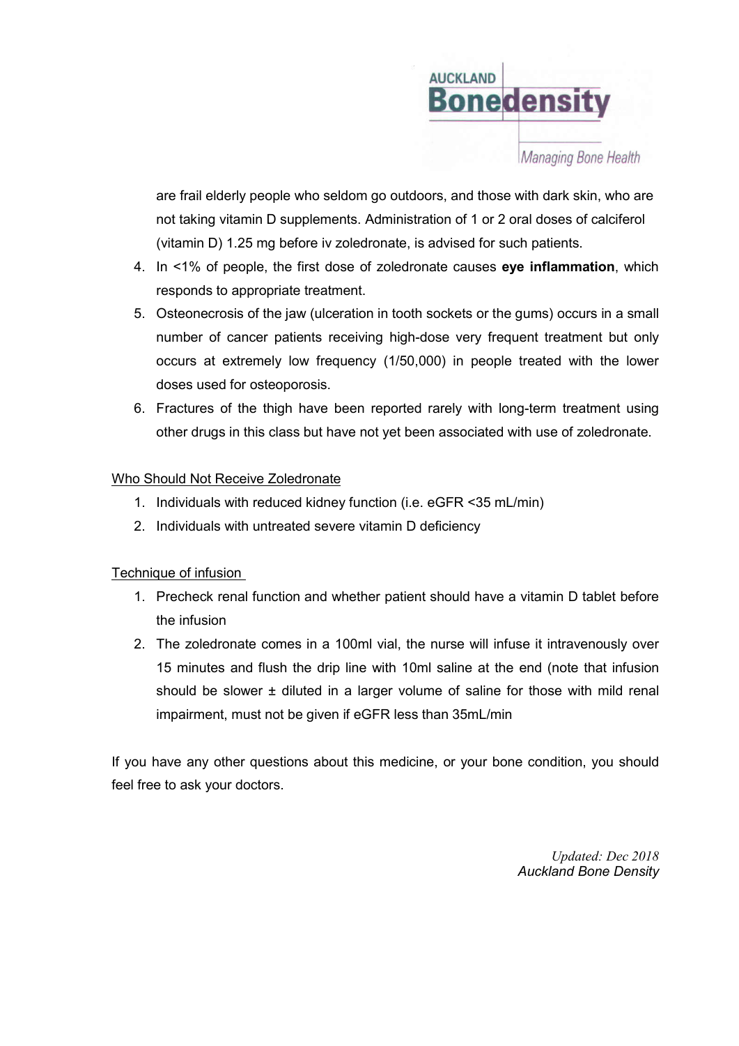are frail elderly people who seldom go outdoors, and those with dark skin, who are not taking vitamin D supplements. Administration of 1 or 2 oral doses of calciferol (vitamin D) 1.25 mg before iv zoledronate, is advised for such patients.

4. In <1% of people, the first dose of zoledronate causes **eye inflammation**, which responds to appropriate treatment.
5. Osteonecrosis of the jaw (ulceration in tooth sockets or the gums) occurs in a small number of cancer patients receiving high-dose very frequent treatment but only occurs at extremely low frequency (1/50,000) in people treated with the lower doses used for osteoporosis.
6. Fractures of the thigh have been reported rarely with long-term treatment using other drugs in this class but have not yet been associated with use of zoledronate.

<u>Who Should Not Receive Zoledronate</u>

1. Individuals with reduced kidney function (i.e. eGFR <35 mL/min)
2. Individuals with untreated severe vitamin D deficiency

<u>Technique of infusion</u>

1. Precheck renal function and whether patient should have a vitamin D tablet before the infusion
2. The zoledronate comes in a 100ml vial, the nurse will infuse it intravenously over 15 minutes and flush the drip line with 10ml saline at the end (note that infusion should be slower ± diluted in a larger volume of saline for those with mild renal impairment, must not be given if eGFR less than 35mL/min

If you have any other questions about this medicine, or your bone condition, you should feel free to ask your doctors.

*Updated: Dec 2018*
*Auckland Bone Density*